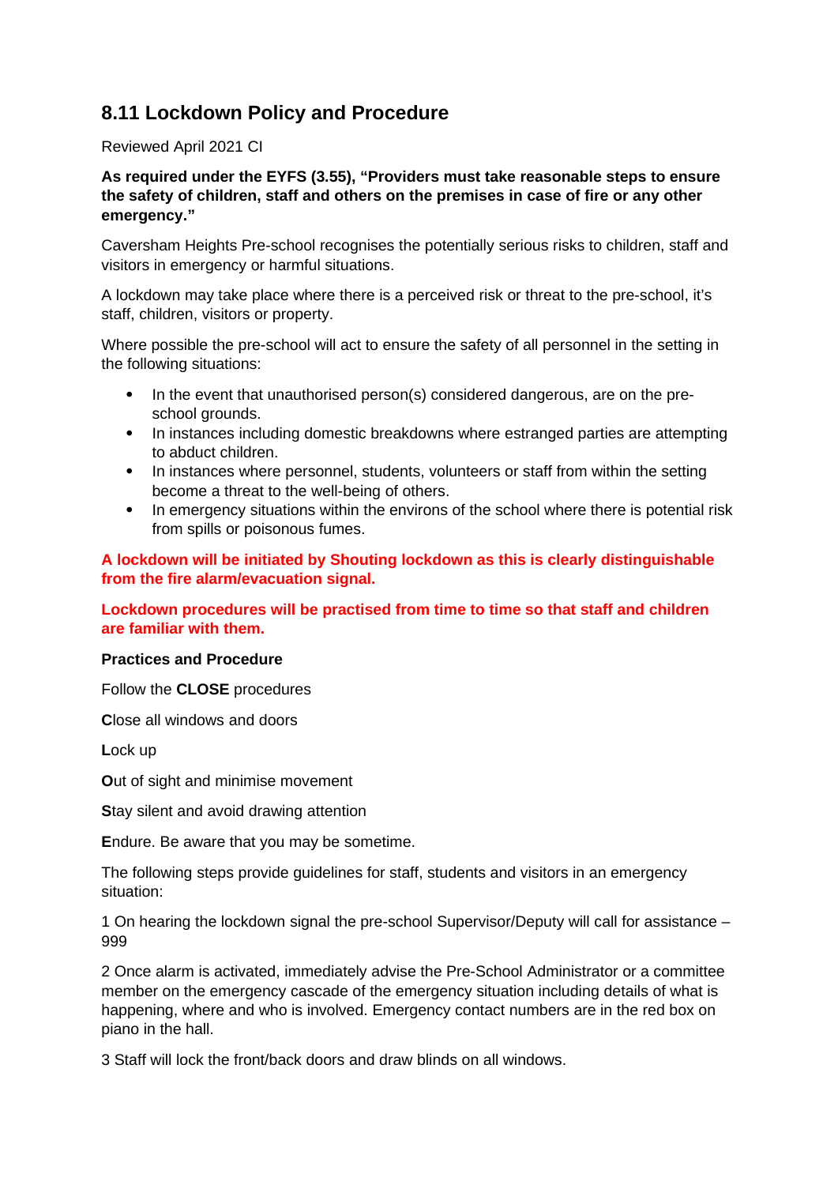# 8.11 Lockdown Policy and Procedure

Reviewed April 2021 CI

**As required under the EYFS (3.55), "Providers must take reasonable steps to ensure the safety of children, staff and others on the premises in case of fire or any other emergency."**

Caversham Heights Pre-school recognises the potentially serious risks to children, staff and visitors in emergency or harmful situations.

A lockdown may take place where there is a perceived risk or threat to the pre-school, it's staff, children, visitors or property.

Where possible the pre-school will act to ensure the safety of all personnel in the setting in the following situations:

- In the event that unauthorised person(s) considered dangerous, are on the pre-school grounds.
- In instances including domestic breakdowns where estranged parties are attempting to abduct children.
- In instances where personnel, students, volunteers or staff from within the setting become a threat to the well-being of others.
- In emergency situations within the environs of the school where there is potential risk from spills or poisonous fumes.

**A lockdown will be initiated by Shouting lockdown as this is clearly distinguishable from the fire alarm/evacuation signal.**

**Lockdown procedures will be practised from time to time so that staff and children are familiar with them.**

**Practices and Procedure**

Follow the **CLOSE** procedures

**C**lose all windows and doors

**L**ock up

**O**ut of sight and minimise movement

**S**tay silent and avoid drawing attention

**E**ndure. Be aware that you may be sometime.

The following steps provide guidelines for staff, students and visitors in an emergency situation:

1 On hearing the lockdown signal the pre-school Supervisor/Deputy will call for assistance – 999

2 Once alarm is activated, immediately advise the Pre-School Administrator or a committee member on the emergency cascade of the emergency situation including details of what is happening, where and who is involved. Emergency contact numbers are in the red box on piano in the hall.

3 Staff will lock the front/back doors and draw blinds on all windows.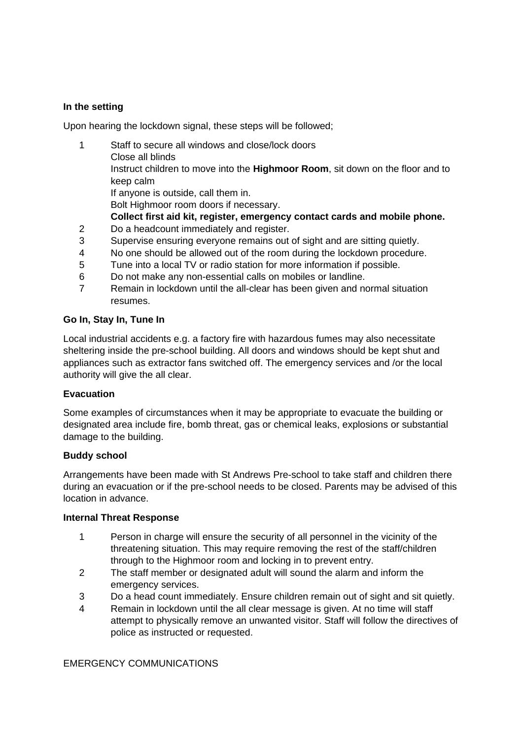**In the setting**

Upon hearing the lockdown signal, these steps will be followed;

1. Staff to secure all windows and close/lock doors
   Close all blinds
   Instruct children to move into the **Highmoor Room**, sit down on the floor and to keep calm
   If anyone is outside, call them in.
   Bolt Highmoor room doors if necessary.
   **Collect first aid kit, register, emergency contact cards and mobile phone.**
2. Do a headcount immediately and register.
3. Supervise ensuring everyone remains out of sight and are sitting quietly.
4. No one should be allowed out of the room during the lockdown procedure.
5. Tune into a local TV or radio station for more information if possible.
6. Do not make any non-essential calls on mobiles or landline.
7. Remain in lockdown until the all-clear has been given and normal situation resumes.

**Go In, Stay In, Tune In**

Local industrial accidents e.g. a factory fire with hazardous fumes may also necessitate sheltering inside the pre-school building. All doors and windows should be kept shut and appliances such as extractor fans switched off. The emergency services and /or the local authority will give the all clear.

**Evacuation**

Some examples of circumstances when it may be appropriate to evacuate the building or designated area include fire, bomb threat, gas or chemical leaks, explosions or substantial damage to the building.

**Buddy school**

Arrangements have been made with St Andrews Pre-school to take staff and children there during an evacuation or if the pre-school needs to be closed. Parents may be advised of this location in advance.

**Internal Threat Response**

1. Person in charge will ensure the security of all personnel in the vicinity of the threatening situation. This may require removing the rest of the staff/children through to the Highmoor room and locking in to prevent entry.
2. The staff member or designated adult will sound the alarm and inform the emergency services.
3. Do a head count immediately. Ensure children remain out of sight and sit quietly.
4. Remain in lockdown until the all clear message is given. At no time will staff attempt to physically remove an unwanted visitor. Staff will follow the directives of police as instructed or requested.

EMERGENCY COMMUNICATIONS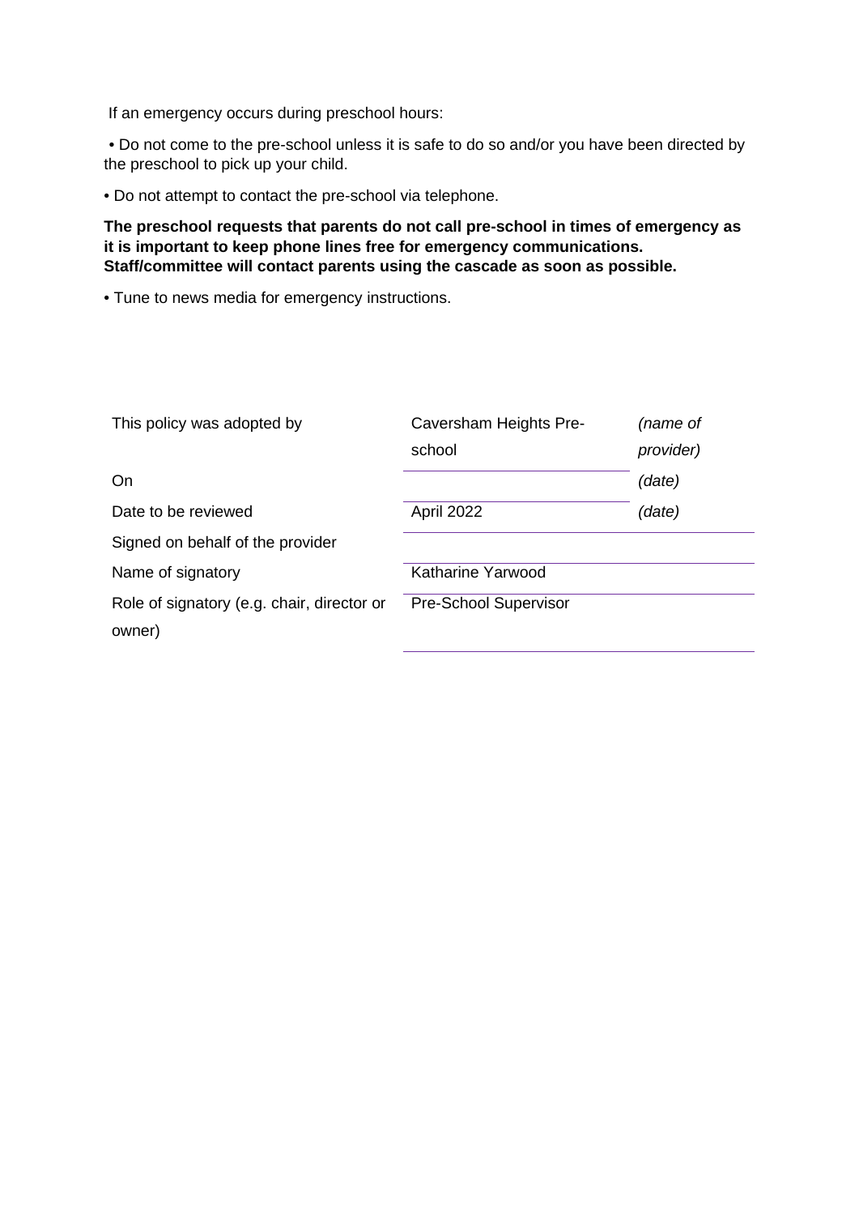If an emergency occurs during preschool hours:

- Do not come to the pre-school unless it is safe to do so and/or you have been directed by the preschool to pick up your child.

- Do not attempt to contact the pre-school via telephone.

**The preschool requests that parents do not call pre-school in times of emergency as it is important to keep phone lines free for emergency communications. Staff/committee will contact parents using the cascade as soon as possible.**

- Tune to news media for emergency instructions.

| | | |
|---|---|---|
| This policy was adopted by | Caversham Heights Pre-school | *(name of provider)* |
| On | | *(date)* |
| Date to be reviewed | April 2022 | *(date)* |
| Signed on behalf of the provider | | |
| Name of signatory | Katharine Yarwood | |
| Role of signatory (e.g. chair, director or owner) | Pre-School Supervisor | |